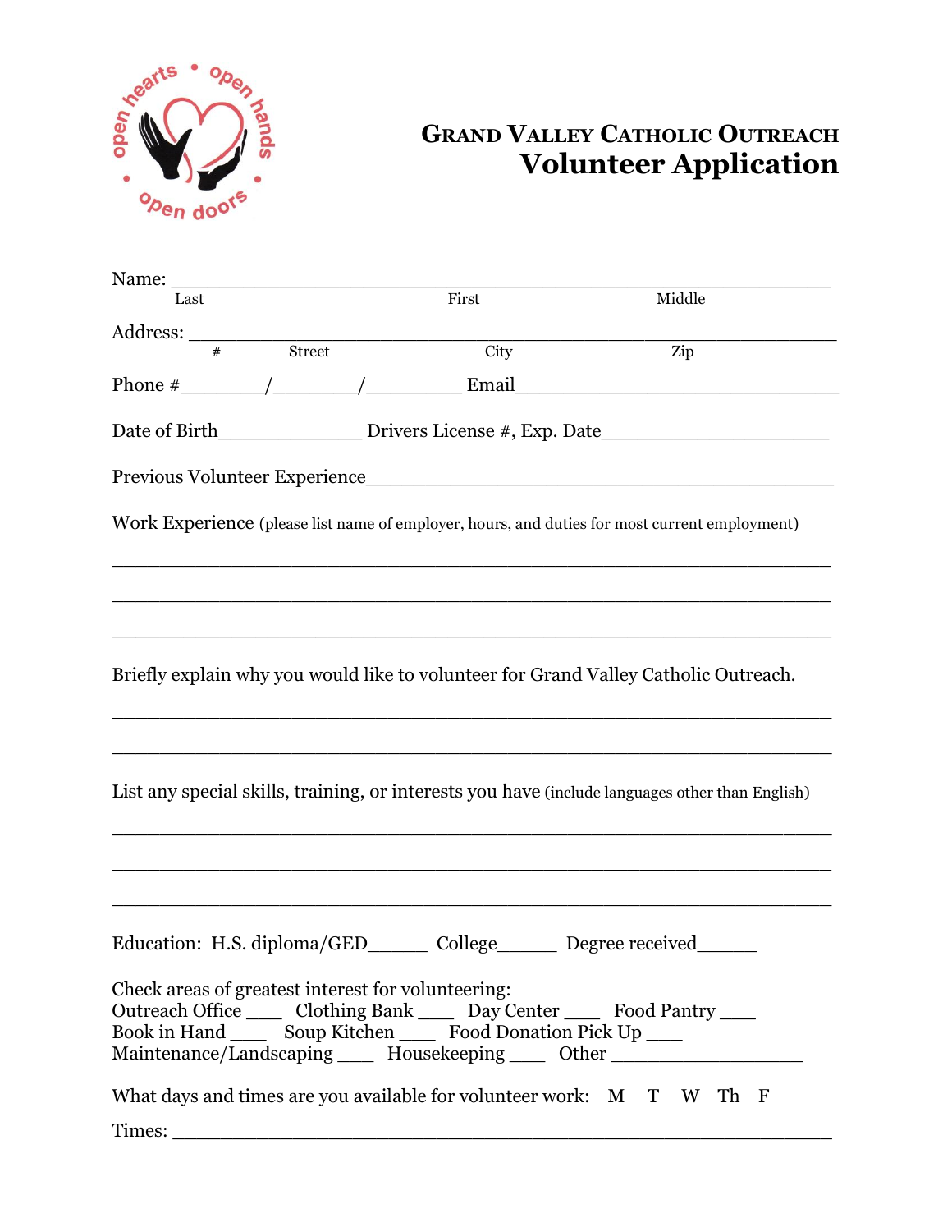open hearts • open hands • open doors

# GRAND VALLEY CATHOLIC OUTREACH
## Volunteer Application

Name: ______________________________________________________________
Last                                        First                                        Middle

Address: ____________________________________________________________
#          Street                              City                              Zip

Phone #_______/_______/_________ Email______________________________

Date of Birth_____________ Drivers License #, Exp. Date____________________

Previous Volunteer Experience__________________________________________

Work Experience (please list name of employer, hours, and duties for most current employment)

______________________________________________________________

______________________________________________________________

______________________________________________________________

Briefly explain why you would like to volunteer for Grand Valley Catholic Outreach.

______________________________________________________________

______________________________________________________________

List any special skills, training, or interests you have (include languages other than English)

______________________________________________________________

______________________________________________________________

______________________________________________________________

Education: H.S. diploma/GED_____ College_____ Degree received_____

Check areas of greatest interest for volunteering:
Outreach Office ___ Clothing Bank ___ Day Center ___ Food Pantry ___
Book in Hand ___ Soup Kitchen ___ Food Donation Pick Up ___
Maintenance/Landscaping ___ Housekeeping ___ Other _________________

What days and times are you available for volunteer work: M T W Th F

Times: ______________________________________________________________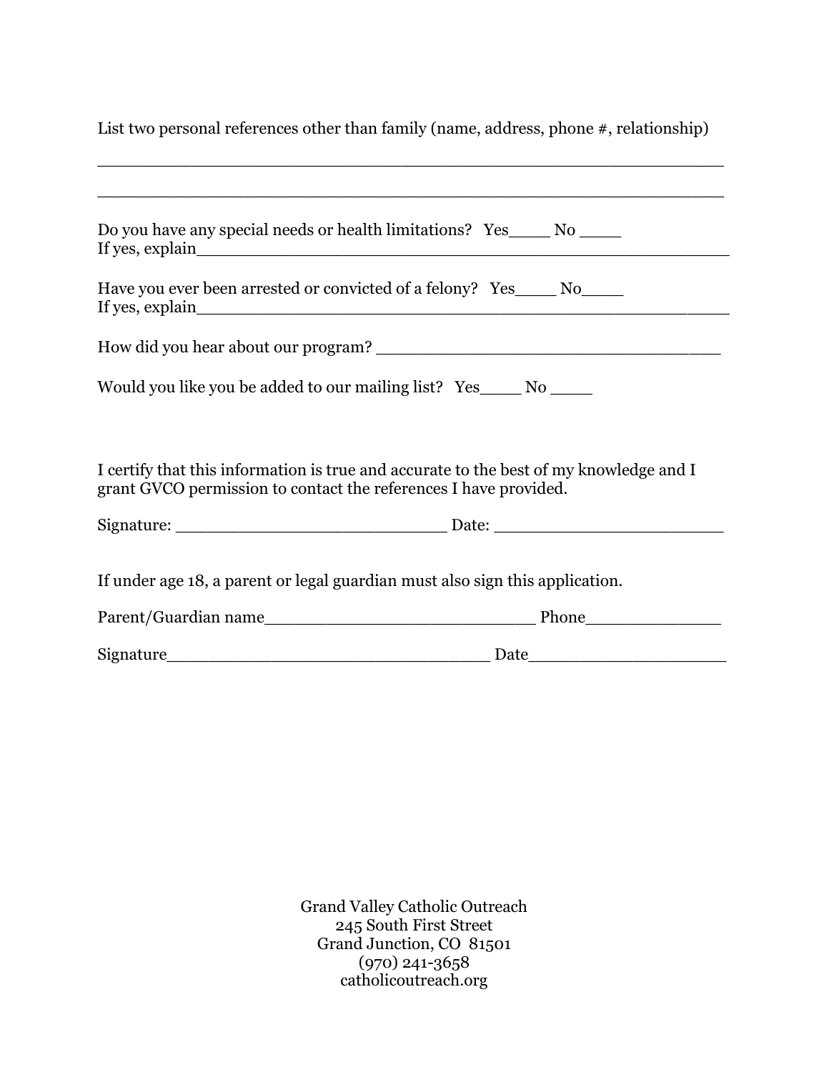List two personal references other than family (name, address, phone #, relationship)

_______________________________________________________________

_______________________________________________________________

Do you have any special needs or health limitations? Yes____ No ____
If yes, explain_______________________________________________________

Have you ever been arrested or convicted of a felony? Yes____ No____
If yes, explain_______________________________________________________

How did you hear about our program? __________________________________

Would you like you be added to our mailing list? Yes____ No ____

I certify that this information is true and accurate to the best of my knowledge and I grant GVCO permission to contact the references I have provided.

Signature: ___________________________ Date: ______________________

If under age 18, a parent or legal guardian must also sign this application.

Parent/Guardian name___________________________ Phone______________

Signature________________________________ Date____________________

Grand Valley Catholic Outreach
245 South First Street
Grand Junction, CO 81501
(970) 241-3658
catholicoutreach.org